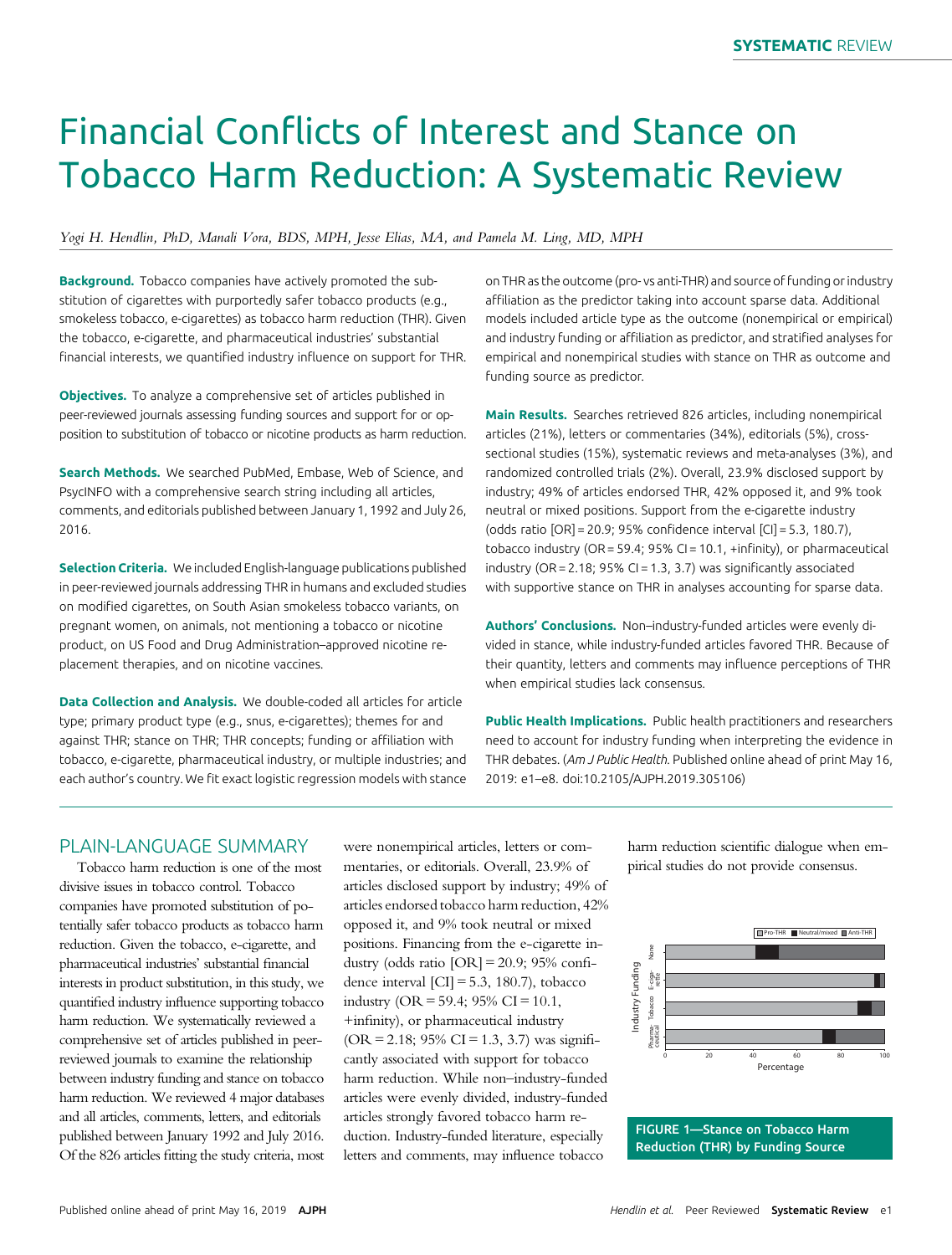SYSTEMATIC REVIEW

# Financial Conflicts of Interest and Stance on Tobacco Harm Reduction: A Systematic Review

*Yogi H. Hendlin, PhD, Manali Vora, BDS, MPH, Jesse Elias, MA, and Pamela M. Ling, MD, MPH*

**Background.** Tobacco companies have actively promoted the substitution of cigarettes with purportedly safer tobacco products (e.g., smokeless tobacco, e-cigarettes) as tobacco harm reduction (THR). Given the tobacco, e-cigarette, and pharmaceutical industries' substantial financial interests, we quantified industry influence on support for THR.

**Objectives.** To analyze a comprehensive set of articles published in peer-reviewed journals assessing funding sources and support for or opposition to substitution of tobacco or nicotine products as harm reduction.

**Search Methods.** We searched PubMed, Embase, Web of Science, and PsycINFO with a comprehensive search string including all articles, comments, and editorials published between January 1, 1992 and July 26, 2016.

**Selection Criteria.** We included English-language publications published in peer-reviewed journals addressing THR in humans and excluded studies on modified cigarettes, on South Asian smokeless tobacco variants, on pregnant women, on animals, not mentioning a tobacco or nicotine product, on US Food and Drug Administration–approved nicotine replacement therapies, and on nicotine vaccines.

**Data Collection and Analysis.** We double-coded all articles for article type; primary product type (e.g., snus, e-cigarettes); themes for and against THR; stance on THR; THR concepts; funding or affiliation with tobacco, e-cigarette, pharmaceutical industry, or multiple industries; and each author's country. We fit exact logistic regression models with stance on THR as the outcome (pro- vs anti-THR) and source of funding or industry affiliation as the predictor taking into account sparse data. Additional models included article type as the outcome (nonempirical or empirical) and industry funding or affiliation as predictor, and stratified analyses for empirical and nonempirical studies with stance on THR as outcome and funding source as predictor.

**Main Results.** Searches retrieved 826 articles, including nonempirical articles (21%), letters or commentaries (34%), editorials (5%), cross-sectional studies (15%), systematic reviews and meta-analyses (3%), and randomized controlled trials (2%). Overall, 23.9% disclosed support by industry; 49% of articles endorsed THR, 42% opposed it, and 9% took neutral or mixed positions. Support from the e-cigarette industry (odds ratio [OR] = 20.9; 95% confidence interval [CI] = 5.3, 180.7), tobacco industry (OR = 59.4; 95% CI = 10.1, +infinity), or pharmaceutical industry (OR = 2.18; 95% CI = 1.3, 3.7) was significantly associated with supportive stance on THR in analyses accounting for sparse data.

**Authors' Conclusions.** Non–industry-funded articles were evenly divided in stance, while industry-funded articles favored THR. Because of their quantity, letters and comments may influence perceptions of THR when empirical studies lack consensus.

**Public Health Implications.** Public health practitioners and researchers need to account for industry funding when interpreting the evidence in THR debates. (*Am J Public Health.* Published online ahead of print May 16, 2019: e1–e8. doi:10.2105/AJPH.2019.305106)

## PLAIN-LANGUAGE SUMMARY

Tobacco harm reduction is one of the most divisive issues in tobacco control. Tobacco companies have promoted substitution of potentially safer tobacco products as tobacco harm reduction. Given the tobacco, e-cigarette, and pharmaceutical industries' substantial financial interests in product substitution, in this study, we quantified industry influence supporting tobacco harm reduction. We systematically reviewed a comprehensive set of articles published in peer-reviewed journals to examine the relationship between industry funding and stance on tobacco harm reduction. We reviewed 4 major databases and all articles, comments, letters, and editorials published between January 1992 and July 2016. Of the 826 articles fitting the study criteria, most were nonempirical articles, letters or commentaries, or editorials. Overall, 23.9% of articles disclosed support by industry; 49% of articles endorsed tobacco harm reduction, 42% opposed it, and 9% took neutral or mixed positions. Financing from the e-cigarette industry (odds ratio [OR] = 20.9; 95% confidence interval [CI] = 5.3, 180.7), tobacco industry (OR = 59.4; 95% CI = 10.1, +infinity), or pharmaceutical industry (OR = 2.18; 95% CI = 1.3, 3.7) was significantly associated with support for tobacco harm reduction. While non–industry-funded articles were evenly divided, industry-funded articles strongly favored tobacco harm reduction. Industry-funded literature, especially letters and comments, may influence tobacco harm reduction scientific dialogue when empirical studies do not provide consensus.

FIGURE 1—Stance on Tobacco Harm Reduction (THR) by Funding Source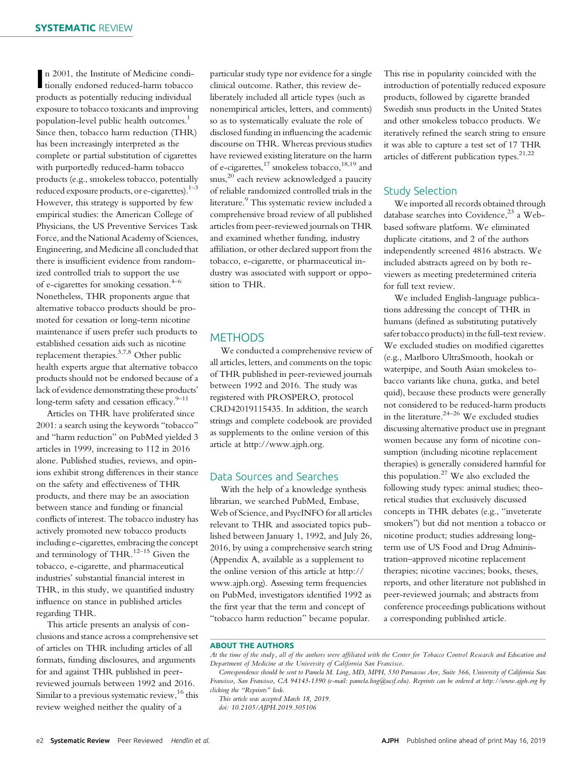In 2001, the Institute of Medicine conditionally endorsed reduced-harm tobacco products as potentially reducing individual exposure to tobacco toxicants and improving population-level public health outcomes.[1] Since then, tobacco harm reduction (THR) has been increasingly interpreted as the complete or partial substitution of cigarettes with purportedly reduced-harm tobacco products (e.g., smokeless tobacco, potentially reduced exposure products, or e-cigarettes).[1–3] However, this strategy is supported by few empirical studies: the American College of Physicians, the US Preventive Services Task Force, and the National Academy of Sciences, Engineering, and Medicine all concluded that there is insufficient evidence from randomized controlled trials to support the use of e-cigarettes for smoking cessation.[4–6] Nonetheless, THR proponents argue that alternative tobacco products should be promoted for cessation or long-term nicotine maintenance if users prefer such products to established cessation aids such as nicotine replacement therapies.[3,7,8] Other public health experts argue that alternative tobacco products should not be endorsed because of a lack of evidence demonstrating these products' long-term safety and cessation efficacy.[9–11]

Articles on THR have proliferated since 2001: a search using the keywords "tobacco" and "harm reduction" on PubMed yielded 3 articles in 1999, increasing to 112 in 2016 alone. Published studies, reviews, and opinions exhibit strong differences in their stance on the safety and effectiveness of THR products, and there may be an association between stance and funding or financial conflicts of interest. The tobacco industry has actively promoted new tobacco products including e-cigarettes, embracing the concept and terminology of THR.[12–15] Given the tobacco, e-cigarette, and pharmaceutical industries' substantial financial interest in THR, in this study, we quantified industry influence on stance in published articles regarding THR.

This article presents an analysis of conclusions and stance across a comprehensive set of articles on THR including articles of all formats, funding disclosures, and arguments for and against THR published in peer-reviewed journals between 1992 and 2016. Similar to a previous systematic review,[16] this review weighed neither the quality of a particular study type nor evidence for a single clinical outcome. Rather, this review deliberately included all article types (such as nonempirical articles, letters, and comments) so as to systematically evaluate the role of disclosed funding in influencing the academic discourse on THR. Whereas previous studies have reviewed existing literature on the harm of e-cigarettes,[17] smokeless tobacco,[18,19] and snus,[20] each review acknowledged a paucity of reliable randomized controlled trials in the literature.[9] This systematic review included a comprehensive broad review of all published articles from peer-reviewed journals on THR and examined whether funding, industry affiliation, or other declared support from the tobacco, e-cigarette, or pharmaceutical industry was associated with support or opposition to THR.

## METHODS

We conducted a comprehensive review of all articles, letters, and comments on the topic of THR published in peer-reviewed journals between 1992 and 2016. The study was registered with PROSPERO, protocol CRD42019115435. In addition, the search strings and complete codebook are provided as supplements to the online version of this article at http://www.ajph.org.

### Data Sources and Searches

With the help of a knowledge synthesis librarian, we searched PubMed, Embase, Web of Science, and PsycINFO for all articles relevant to THR and associated topics published between January 1, 1992, and July 26, 2016, by using a comprehensive search string (Appendix A, available as a supplement to the online version of this article at http://www.ajph.org). Assessing term frequencies on PubMed, investigators identified 1992 as the first year that the term and concept of "tobacco harm reduction" became popular. This rise in popularity coincided with the introduction of potentially reduced exposure products, followed by cigarette branded Swedish snus products in the United States and other smokeless tobacco products. We iteratively refined the search string to ensure it was able to capture a test set of 17 THR articles of different publication types.[21,22]

### Study Selection

We imported all records obtained through database searches into Covidence,[23] a Web-based software platform. We eliminated duplicate citations, and 2 of the authors independently screened 4816 abstracts. We included abstracts agreed on by both reviewers as meeting predetermined criteria for full text review.

We included English-language publications addressing the concept of THR in humans (defined as substituting putatively safer tobacco products) in the full-text review. We excluded studies on modified cigarettes (e.g., Marlboro UltraSmooth, hookah or waterpipe, and South Asian smokeless tobacco variants like chuna, gutka, and betel quid), because these products were generally not considered to be reduced-harm products in the literature.[24–26] We excluded studies discussing alternative product use in pregnant women because any form of nicotine consumption (including nicotine replacement therapies) is generally considered harmful for this population.[27] We also excluded the following study types: animal studies; theoretical studies that exclusively discussed concepts in THR debates (e.g., "inveterate smokers") but did not mention a tobacco or nicotine product; studies addressing long-term use of US Food and Drug Administration–approved nicotine replacement therapies; nicotine vaccines; books, theses, reports, and other literature not published in peer-reviewed journals; and abstracts from conference proceedings publications without a corresponding published article.

**ABOUT THE AUTHORS**

*At the time of the study, all of the authors were affiliated with the Center for Tobacco Control Research and Education and Department of Medicine at the University of California San Francisco.*

*Correspondence should be sent to Pamela M. Ling, MD, MPH, 530 Parnassus Ave, Suite 366, University of California San Francisco, San Francisco, CA 94143-1390 (e-mail: pamela.ling@ucsf.edu). Reprints can be ordered at http://www.ajph.org by clicking the "Reprints" link.*

*This article was accepted March 18, 2019.*

*doi: 10.2105/AJPH.2019.305106*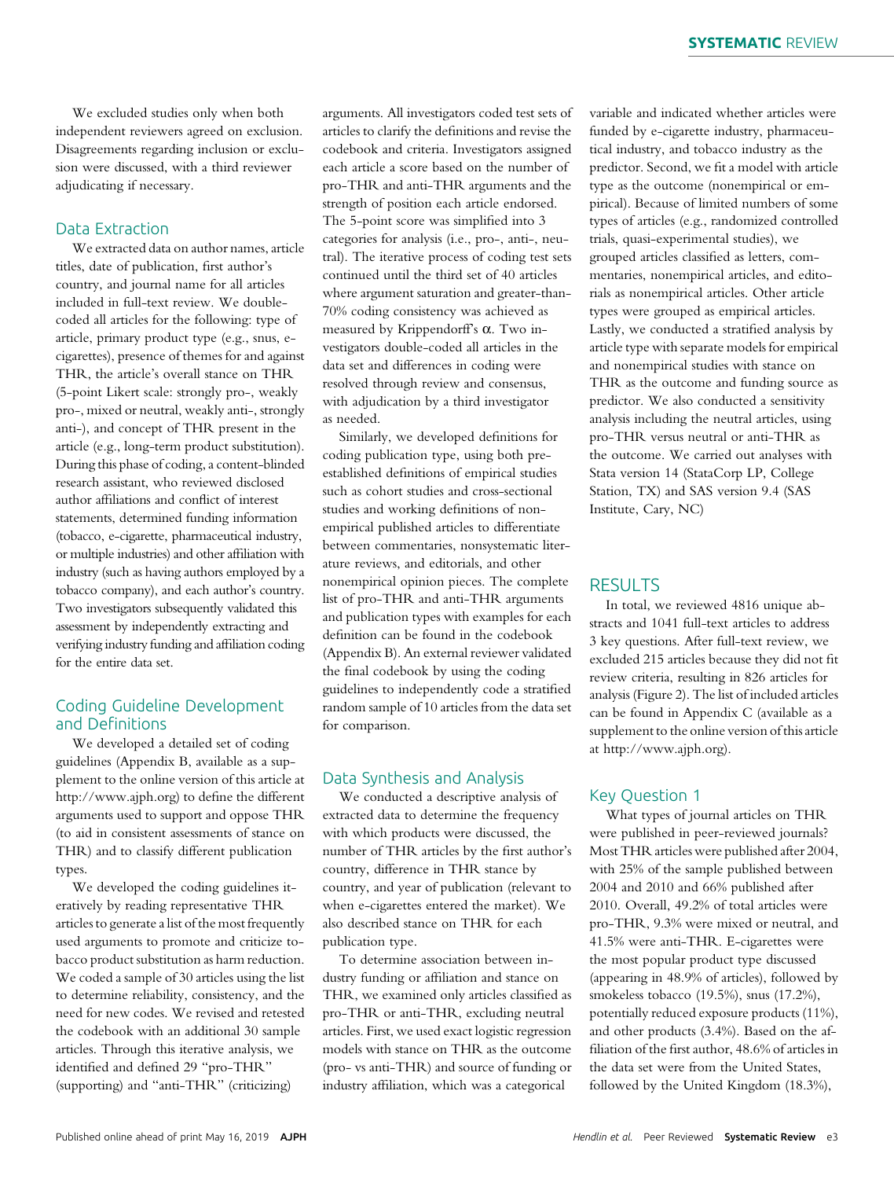We excluded studies only when both independent reviewers agreed on exclusion. Disagreements regarding inclusion or exclusion were discussed, with a third reviewer adjudicating if necessary.

## Data Extraction

We extracted data on author names, article titles, date of publication, first author's country, and journal name for all articles included in full-text review. We double-coded all articles for the following: type of article, primary product type (e.g., snus, e-cigarettes), presence of themes for and against THR, the article's overall stance on THR (5-point Likert scale: strongly pro-, weakly pro-, mixed or neutral, weakly anti-, strongly anti-), and concept of THR present in the article (e.g., long-term product substitution). During this phase of coding, a content-blinded research assistant, who reviewed disclosed author affiliations and conflict of interest statements, determined funding information (tobacco, e-cigarette, pharmaceutical industry, or multiple industries) and other affiliation with industry (such as having authors employed by a tobacco company), and each author's country. Two investigators subsequently validated this assessment by independently extracting and verifying industry funding and affiliation coding for the entire data set.

## Coding Guideline Development and Definitions

We developed a detailed set of coding guidelines (Appendix B, available as a supplement to the online version of this article at http://www.ajph.org) to define the different arguments used to support and oppose THR (to aid in consistent assessments of stance on THR) and to classify different publication types.

We developed the coding guidelines iteratively by reading representative THR articles to generate a list of the most frequently used arguments to promote and criticize tobacco product substitution as harm reduction. We coded a sample of 30 articles using the list to determine reliability, consistency, and the need for new codes. We revised and retested the codebook with an additional 30 sample articles. Through this iterative analysis, we identified and defined 29 "pro-THR" (supporting) and "anti-THR" (criticizing) arguments. All investigators coded test sets of articles to clarify the definitions and revise the codebook and criteria. Investigators assigned each article a score based on the number of pro-THR and anti-THR arguments and the strength of position each article endorsed. The 5-point score was simplified into 3 categories for analysis (i.e., pro-, anti-, neutral). The iterative process of coding test sets continued until the third set of 40 articles where argument saturation and greater-than-70% coding consistency was achieved as measured by Krippendorff's $\alpha$. Two investigators double-coded all articles in the data set and differences in coding were resolved through review and consensus, with adjudication by a third investigator as needed.

Similarly, we developed definitions for coding publication type, using both pre-established definitions of empirical studies such as cohort studies and cross-sectional studies and working definitions of nonempirical published articles to differentiate between commentaries, nonsystematic literature reviews, and editorials, and other nonempirical opinion pieces. The complete list of pro-THR and anti-THR arguments and publication types with examples for each definition can be found in the codebook (Appendix B). An external reviewer validated the final codebook by using the coding guidelines to independently code a stratified random sample of 10 articles from the data set for comparison.

## Data Synthesis and Analysis

We conducted a descriptive analysis of extracted data to determine the frequency with which products were discussed, the number of THR articles by the first author's country, difference in THR stance by country, and year of publication (relevant to when e-cigarettes entered the market). We also described stance on THR for each publication type.

To determine association between industry funding or affiliation and stance on THR, we examined only articles classified as pro-THR or anti-THR, excluding neutral articles. First, we used exact logistic regression models with stance on THR as the outcome (pro- vs anti-THR) and source of funding or industry affiliation, which was a categorical variable and indicated whether articles were funded by e-cigarette industry, pharmaceutical industry, and tobacco industry as the predictor. Second, we fit a model with article type as the outcome (nonempirical or empirical). Because of limited numbers of some types of articles (e.g., randomized controlled trials, quasi-experimental studies), we grouped articles classified as letters, commentaries, nonempirical articles, and editorials as nonempirical articles. Other article types were grouped as empirical articles. Lastly, we conducted a stratified analysis by article type with separate models for empirical and nonempirical studies with stance on THR as the outcome and funding source as predictor. We also conducted a sensitivity analysis including the neutral articles, using pro-THR versus neutral or anti-THR as the outcome. We carried out analyses with Stata version 14 (StataCorp LP, College Station, TX) and SAS version 9.4 (SAS Institute, Cary, NC)

# RESULTS

In total, we reviewed 4816 unique abstracts and 1041 full-text articles to address 3 key questions. After full-text review, we excluded 215 articles because they did not fit review criteria, resulting in 826 articles for analysis (Figure 2). The list of included articles can be found in Appendix C (available as a supplement to the online version of this article at http://www.ajph.org).

## Key Question 1

What types of journal articles on THR were published in peer-reviewed journals? Most THR articles were published after 2004, with 25% of the sample published between 2004 and 2010 and 66% published after 2010. Overall, 49.2% of total articles were pro-THR, 9.3% were mixed or neutral, and 41.5% were anti-THR. E-cigarettes were the most popular product type discussed (appearing in 48.9% of articles), followed by smokeless tobacco (19.5%), snus (17.2%), potentially reduced exposure products (11%), and other products (3.4%). Based on the affiliation of the first author, 48.6% of articles in the data set were from the United States, followed by the United Kingdom (18.3%),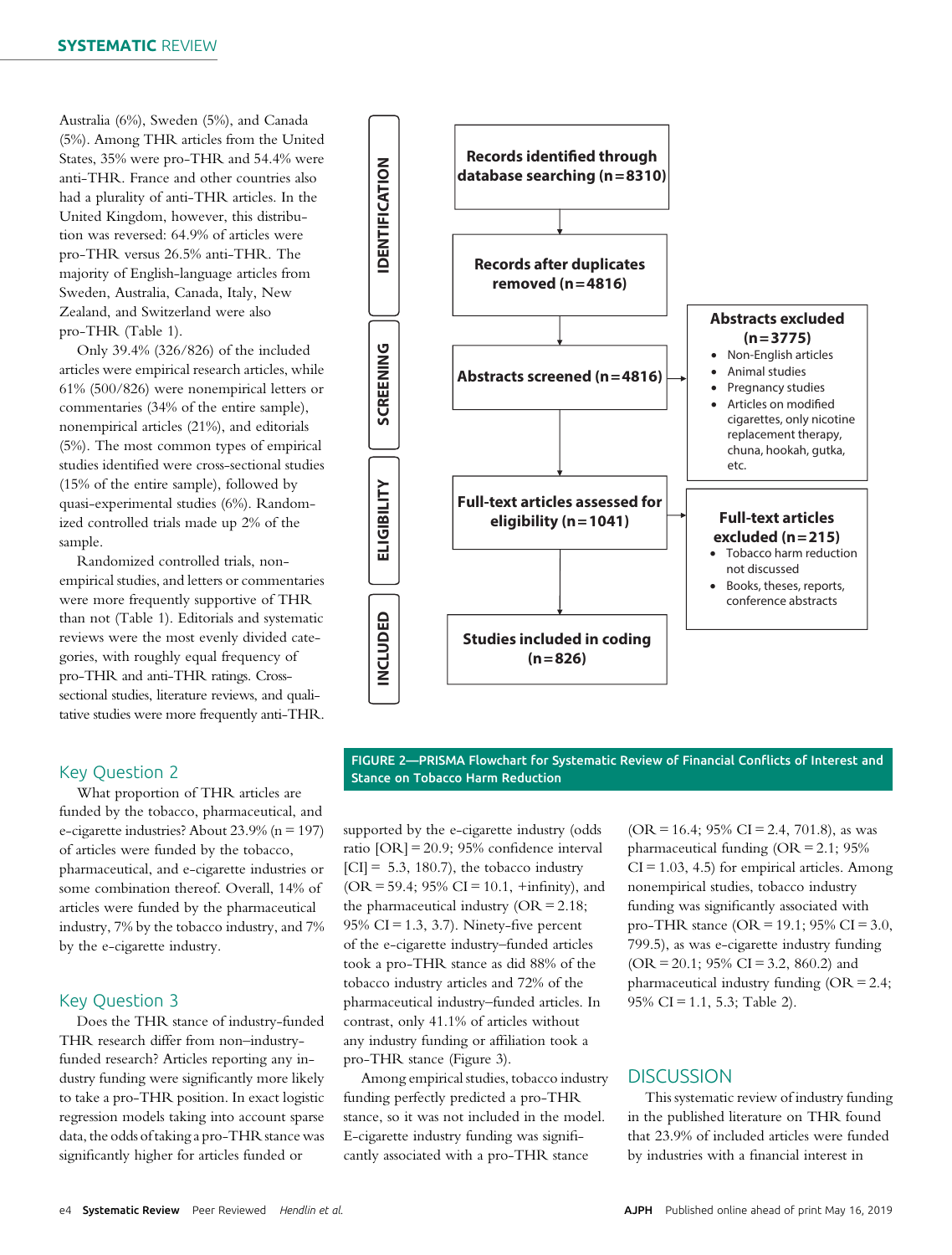Australia (6%), Sweden (5%), and Canada (5%). Among THR articles from the United States, 35% were pro-THR and 54.4% were anti-THR. France and other countries also had a plurality of anti-THR articles. In the United Kingdom, however, this distribution was reversed: 64.9% of articles were pro-THR versus 26.5% anti-THR. The majority of English-language articles from Sweden, Australia, Canada, Italy, New Zealand, and Switzerland were also pro-THR (Table 1).

Only 39.4% (326/826) of the included articles were empirical research articles, while 61% (500/826) were nonempirical letters or commentaries (34% of the entire sample), nonempirical articles (21%), and editorials (5%). The most common types of empirical studies identified were cross-sectional studies (15% of the entire sample), followed by quasi-experimental studies (6%). Randomized controlled trials made up 2% of the sample.

Randomized controlled trials, nonempirical studies, and letters or commentaries were more frequently supportive of THR than not (Table 1). Editorials and systematic reviews were the most evenly divided categories, with roughly equal frequency of pro-THR and anti-THR ratings. Cross-sectional studies, literature reviews, and qualitative studies were more frequently anti-THR.

IDENTIFICATION

**Records identified through database searching (n = 8310)**

**Records after duplicates removed (n = 4816)**

SCREENING

**Abstracts screened (n = 4816)**

**Abstracts excluded (n = 3775)**

- Non-English articles
- Animal studies
- Pregnancy studies
- Articles on modified cigarettes, only nicotine replacement therapy, chuna, hookah, gutka, etc.

ELIGIBILITY

**Full-text articles assessed for eligibility (n = 1041)**

**Full-text articles excluded (n = 215)**

- Tobacco harm reduction not discussed
- Books, theses, reports, conference abstracts

INCLUDED

**Studies included in coding (n = 826)**

**FIGURE 2—PRISMA Flowchart for Systematic Review of Financial Conflicts of Interest and Stance on Tobacco Harm Reduction**

## Key Question 2

What proportion of THR articles are funded by the tobacco, pharmaceutical, and e-cigarette industries? About 23.9% (n = 197) of articles were funded by the tobacco, pharmaceutical, and e-cigarette industries or some combination thereof. Overall, 14% of articles were funded by the pharmaceutical industry, 7% by the tobacco industry, and 7% by the e-cigarette industry.

## Key Question 3

Does the THR stance of industry-funded THR research differ from non–industry-funded research? Articles reporting any industry funding were significantly more likely to take a pro-THR position. In exact logistic regression models taking into account sparse data, the odds of taking a pro-THR stance was significantly higher for articles funded or supported by the e-cigarette industry (odds ratio [OR] = 20.9; 95% confidence interval [CI] = 5.3, 180.7), the tobacco industry (OR = 59.4; 95% CI = 10.1, +infinity), and the pharmaceutical industry (OR = 2.18; 95% CI = 1.3, 3.7). Ninety-five percent of the e-cigarette industry–funded articles took a pro-THR stance as did 88% of the tobacco industry articles and 72% of the pharmaceutical industry–funded articles. In contrast, only 41.1% of articles without any industry funding or affiliation took a pro-THR stance (Figure 3).

Among empirical studies, tobacco industry funding perfectly predicted a pro-THR stance, so it was not included in the model. E-cigarette industry funding was significantly associated with a pro-THR stance (OR = 16.4; 95% CI = 2.4, 701.8), as was pharmaceutical funding (OR = 2.1; 95% CI = 1.03, 4.5) for empirical articles. Among nonempirical studies, tobacco industry funding was significantly associated with pro-THR stance (OR = 19.1; 95% CI = 3.0, 799.5), as was e-cigarette industry funding (OR = 20.1; 95% CI = 3.2, 860.2) and pharmaceutical industry funding (OR = 2.4; 95% CI = 1.1, 5.3; Table 2).

# DISCUSSION

This systematic review of industry funding in the published literature on THR found that 23.9% of included articles were funded by industries with a financial interest in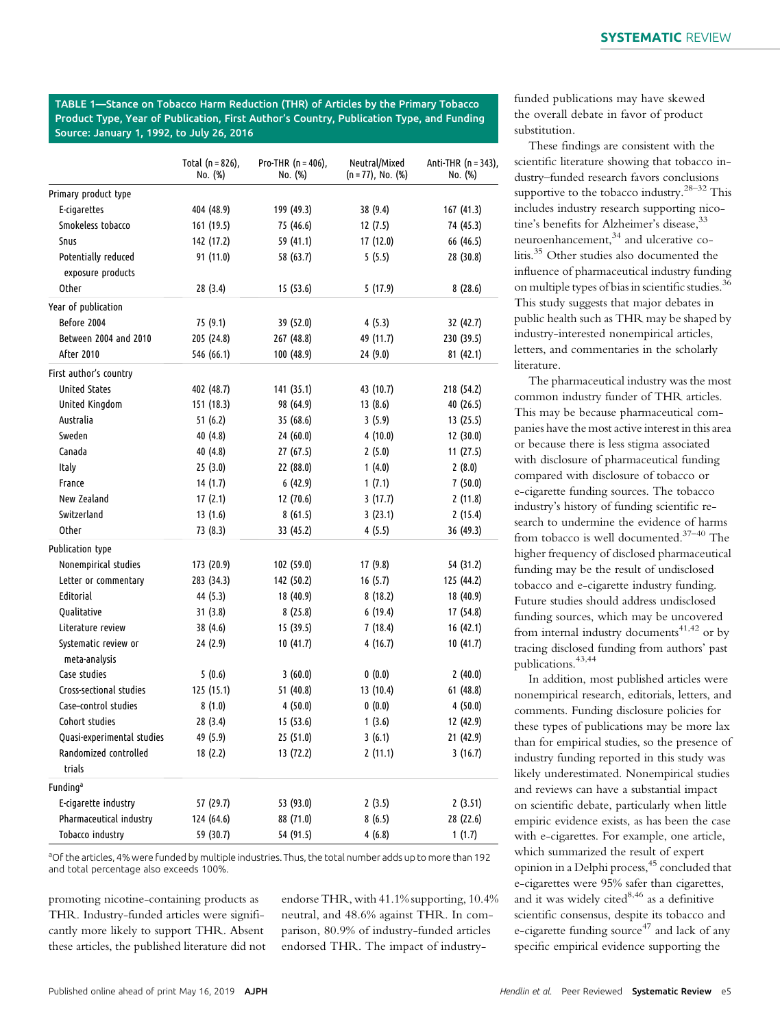TABLE 1—Stance on Tobacco Harm Reduction (THR) of Articles by the Primary Tobacco Product Type, Year of Publication, First Author's Country, Publication Type, and Funding Source: January 1, 1992, to July 26, 2016

| | Total (n = 826), No. (%) | Pro-THR (n = 406), No. (%) | Neutral/Mixed (n = 77), No. (%) | Anti-THR (n = 343), No. (%) |
|---|---|---|---|---|
| **Primary product type** | | | | |
| E-cigarettes | 404 (48.9) | 199 (49.3) | 38 (9.4) | 167 (41.3) |
| Smokeless tobacco | 161 (19.5) | 75 (46.6) | 12 (7.5) | 74 (45.3) |
| Snus | 142 (17.2) | 59 (41.1) | 17 (12.0) | 66 (46.5) |
| Potentially reduced exposure products | 91 (11.0) | 58 (63.7) | 5 (5.5) | 28 (30.8) |
| Other | 28 (3.4) | 15 (53.6) | 5 (17.9) | 8 (28.6) |
| **Year of publication** | | | | |
| Before 2004 | 75 (9.1) | 39 (52.0) | 4 (5.3) | 32 (42.7) |
| Between 2004 and 2010 | 205 (24.8) | 267 (48.8) | 49 (11.7) | 230 (39.5) |
| After 2010 | 546 (66.1) | 100 (48.9) | 24 (9.0) | 81 (42.1) |
| **First author's country** | | | | |
| United States | 402 (48.7) | 141 (35.1) | 43 (10.7) | 218 (54.2) |
| United Kingdom | 151 (18.3) | 98 (64.9) | 13 (8.6) | 40 (26.5) |
| Australia | 51 (6.2) | 35 (68.6) | 3 (5.9) | 13 (25.5) |
| Sweden | 40 (4.8) | 24 (60.0) | 4 (10.0) | 12 (30.0) |
| Canada | 40 (4.8) | 27 (67.5) | 2 (5.0) | 11 (27.5) |
| Italy | 25 (3.0) | 22 (88.0) | 1 (4.0) | 2 (8.0) |
| France | 14 (1.7) | 6 (42.9) | 1 (7.1) | 7 (50.0) |
| New Zealand | 17 (2.1) | 12 (70.6) | 3 (17.7) | 2 (11.8) |
| Switzerland | 13 (1.6) | 8 (61.5) | 3 (23.1) | 2 (15.4) |
| Other | 73 (8.3) | 33 (45.2) | 4 (5.5) | 36 (49.3) |
| **Publication type** | | | | |
| Nonempirical studies | 173 (20.9) | 102 (59.0) | 17 (9.8) | 54 (31.2) |
| Letter or commentary | 283 (34.3) | 142 (50.2) | 16 (5.7) | 125 (44.2) |
| Editorial | 44 (5.3) | 18 (40.9) | 8 (18.2) | 18 (40.9) |
| Qualitative | 31 (3.8) | 8 (25.8) | 6 (19.4) | 17 (54.8) |
| Literature review | 38 (4.6) | 15 (39.5) | 7 (18.4) | 16 (42.1) |
| Systematic review or meta-analysis | 24 (2.9) | 10 (41.7) | 4 (16.7) | 10 (41.7) |
| Case studies | 5 (0.6) | 3 (60.0) | 0 (0.0) | 2 (40.0) |
| Cross-sectional studies | 125 (15.1) | 51 (40.8) | 13 (10.4) | 61 (48.8) |
| Case–control studies | 8 (1.0) | 4 (50.0) | 0 (0.0) | 4 (50.0) |
| Cohort studies | 28 (3.4) | 15 (53.6) | 1 (3.6) | 12 (42.9) |
| Quasi-experimental studies | 49 (5.9) | 25 (51.0) | 3 (6.1) | 21 (42.9) |
| Randomized controlled trials | 18 (2.2) | 13 (72.2) | 2 (11.1) | 3 (16.7) |
| **Funding[a]** | | | | |
| E-cigarette industry | 57 (29.7) | 53 (93.0) | 2 (3.5) | 2 (3.51) |
| Pharmaceutical industry | 124 (64.6) | 88 (71.0) | 8 (6.5) | 28 (22.6) |
| Tobacco industry | 59 (30.7) | 54 (91.5) | 4 (6.8) | 1 (1.7) |

[a]Of the articles, 4% were funded by multiple industries. Thus, the total number adds up to more than 192 and total percentage also exceeds 100%.

promoting nicotine-containing products as THR. Industry-funded articles were significantly more likely to support THR. Absent these articles, the published literature did not endorse THR, with 41.1% supporting, 10.4% neutral, and 48.6% against THR. In comparison, 80.9% of industry-funded articles endorsed THR. The impact of industry-funded publications may have skewed the overall debate in favor of product substitution.

These findings are consistent with the scientific literature showing that tobacco industry–funded research favors conclusions supportive to the tobacco industry.[28–32] This includes industry research supporting nicotine's benefits for Alzheimer's disease,[33] neuroenhancement,[34] and ulcerative colitis.[35] Other studies also documented the influence of pharmaceutical industry funding on multiple types of bias in scientific studies.[36] This study suggests that major debates in public health such as THR may be shaped by industry-interested nonempirical articles, letters, and commentaries in the scholarly literature.

The pharmaceutical industry was the most common industry funder of THR articles. This may be because pharmaceutical companies have the most active interest in this area or because there is less stigma associated with disclosure of pharmaceutical funding compared with disclosure of tobacco or e-cigarette funding sources. The tobacco industry's history of funding scientific research to undermine the evidence of harms from tobacco is well documented.[37–40] The higher frequency of disclosed pharmaceutical funding may be the result of undisclosed tobacco and e-cigarette industry funding. Future studies should address undisclosed funding sources, which may be uncovered from internal industry documents[41,42] or by tracing disclosed funding from authors' past publications.[43,44]

In addition, most published articles were nonempirical research, editorials, letters, and comments. Funding disclosure policies for these types of publications may be more lax than for empirical studies, so the presence of industry funding reported in this study was likely underestimated. Nonempirical studies and reviews can have a substantial impact on scientific debate, particularly when little empiric evidence exists, as has been the case with e-cigarettes. For example, one article, which summarized the result of expert opinion in a Delphi process,[45] concluded that e-cigarettes were 95% safer than cigarettes, and it was widely cited[8,46] as a definitive scientific consensus, despite its tobacco and e-cigarette funding source[47] and lack of any specific empirical evidence supporting the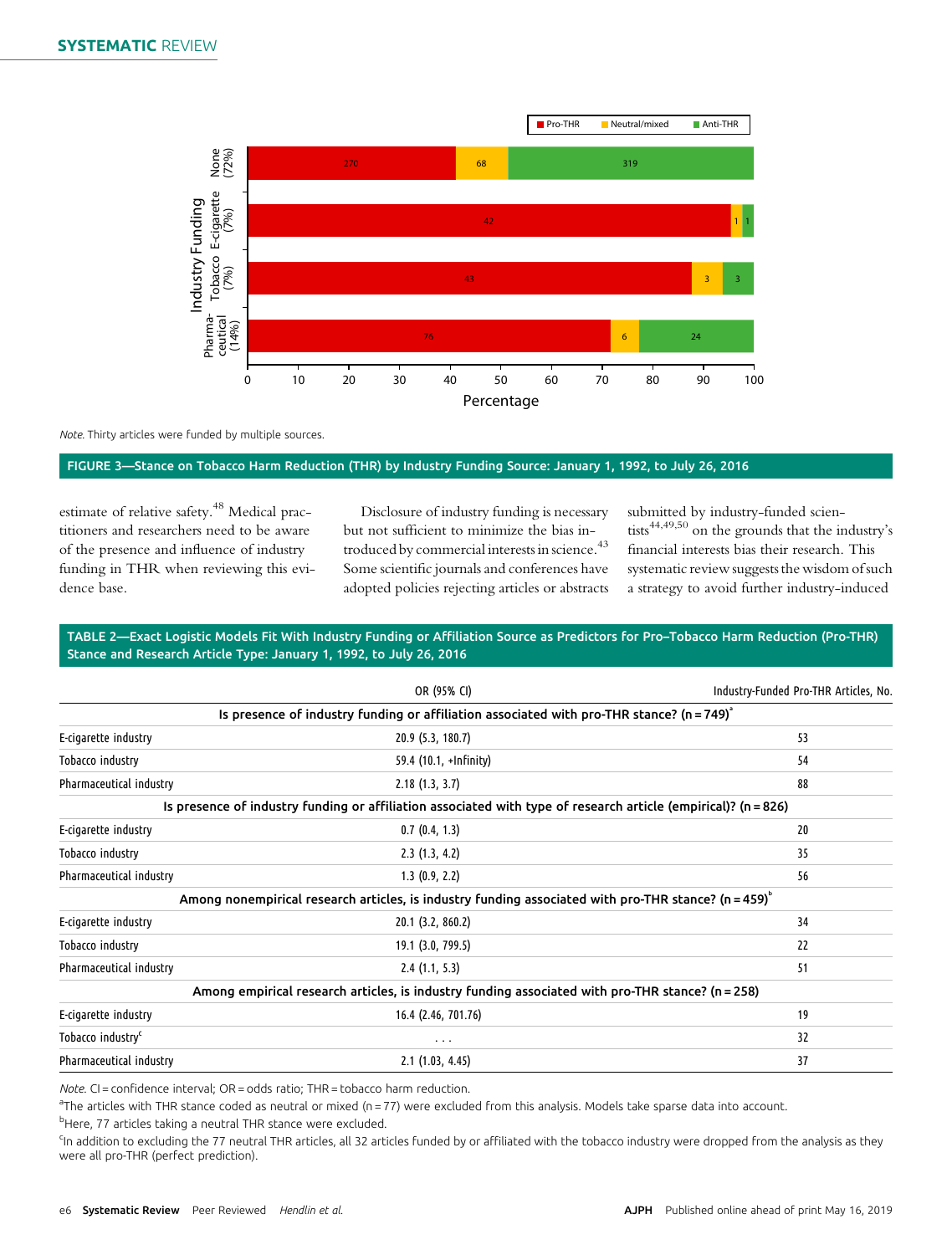Note. Thirty articles were funded by multiple sources.

**FIGURE 3—Stance on Tobacco Harm Reduction (THR) by Industry Funding Source: January 1, 1992, to July 26, 2016**

estimate of relative safety.[48] Medical practitioners and researchers need to be aware of the presence and influence of industry funding in THR when reviewing this evidence base.

Disclosure of industry funding is necessary but not sufficient to minimize the bias introduced by commercial interests in science.[43] Some scientific journals and conferences have adopted policies rejecting articles or abstracts submitted by industry-funded scientists[44,49,50] on the grounds that the industry's financial interests bias their research. This systematic review suggests the wisdom of such a strategy to avoid further industry-induced

**TABLE 2—Exact Logistic Models Fit With Industry Funding or Affiliation Source as Predictors for Pro–Tobacco Harm Reduction (Pro-THR) Stance and Research Article Type: January 1, 1992, to July 26, 2016**

| | OR (95% CI) | Industry-Funded Pro-THR Articles, No. |
|---|---|---|
| **Is presence of industry funding or affiliation associated with pro-THR stance? (n = 749)[a]** | | |
| E-cigarette industry | 20.9 (5.3, 180.7) | 53 |
| Tobacco industry | 59.4 (10.1, +Infinity) | 54 |
| Pharmaceutical industry | 2.18 (1.3, 3.7) | 88 |
| **Is presence of industry funding or affiliation associated with type of research article (empirical)? (n = 826)** | | |
| E-cigarette industry | 0.7 (0.4, 1.3) | 20 |
| Tobacco industry | 2.3 (1.3, 4.2) | 35 |
| Pharmaceutical industry | 1.3 (0.9, 2.2) | 56 |
| **Among nonempirical research articles, is industry funding associated with pro-THR stance? (n = 459)[b]** | | |
| E-cigarette industry | 20.1 (3.2, 860.2) | 34 |
| Tobacco industry | 19.1 (3.0, 799.5) | 22 |
| Pharmaceutical industry | 2.4 (1.1, 5.3) | 51 |
| **Among empirical research articles, is industry funding associated with pro-THR stance? (n = 258)** | | |
| E-cigarette industry | 16.4 (2.46, 701.76) | 19 |
| Tobacco industry[c] | . . . | 32 |
| Pharmaceutical industry | 2.1 (1.03, 4.45) | 37 |

Note. CI = confidence interval; OR = odds ratio; THR = tobacco harm reduction.

[a]The articles with THR stance coded as neutral or mixed (n = 77) were excluded from this analysis. Models take sparse data into account.

[b]Here, 77 articles taking a neutral THR stance were excluded.

[c]In addition to excluding the 77 neutral THR articles, all 32 articles funded by or affiliated with the tobacco industry were dropped from the analysis as they were all pro-THR (perfect prediction).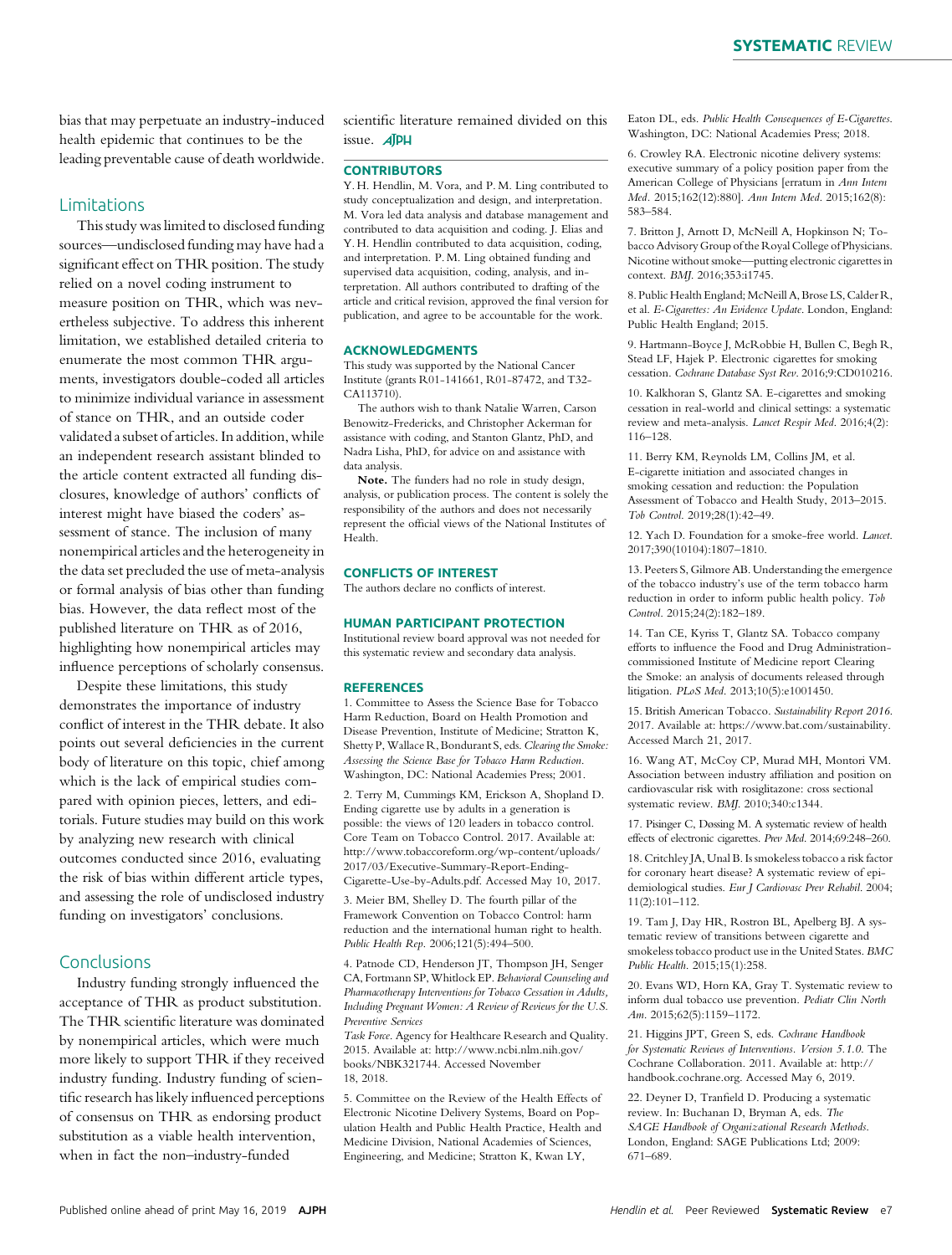bias that may perpetuate an industry-induced health epidemic that continues to be the leading preventable cause of death worldwide.

## Limitations

This study was limited to disclosed funding sources—undisclosed funding may have had a significant effect on THR position. The study relied on a novel coding instrument to measure position on THR, which was nevertheless subjective. To address this inherent limitation, we established detailed criteria to enumerate the most common THR arguments, investigators double-coded all articles to minimize individual variance in assessment of stance on THR, and an outside coder validated a subset of articles. In addition, while an independent research assistant blinded to the article content extracted all funding disclosures, knowledge of authors' conflicts of interest might have biased the coders' assessment of stance. The inclusion of many nonempirical articles and the heterogeneity in the data set precluded the use of meta-analysis or formal analysis of bias other than funding bias. However, the data reflect most of the published literature on THR as of 2016, highlighting how nonempirical articles may influence perceptions of scholarly consensus.

Despite these limitations, this study demonstrates the importance of industry conflict of interest in the THR debate. It also points out several deficiencies in the current body of literature on this topic, chief among which is the lack of empirical studies compared with opinion pieces, letters, and editorials. Future studies may build on this work by analyzing new research with clinical outcomes conducted since 2016, evaluating the risk of bias within different article types, and assessing the role of undisclosed industry funding on investigators' conclusions.

## Conclusions

Industry funding strongly influenced the acceptance of THR as product substitution. The THR scientific literature was dominated by nonempirical articles, which were much more likely to support THR if they received industry funding. Industry funding of scientific research has likely influenced perceptions of consensus on THR as endorsing product substitution as a viable health intervention, when in fact the non–industry-funded scientific literature remained divided on this issue. *AJPH*

### CONTRIBUTORS

Y. H. Hendlin, M. Vora, and P. M. Ling contributed to study conceptualization and design, and interpretation. M. Vora led data analysis and database management and contributed to data acquisition and coding. J. Elias and Y. H. Hendlin contributed to data acquisition, coding, and interpretation. P. M. Ling obtained funding and supervised data acquisition, coding, analysis, and interpretation. All authors contributed to drafting of the article and critical revision, approved the final version for publication, and agree to be accountable for the work.

### ACKNOWLEDGMENTS

This study was supported by the National Cancer Institute (grants R01-141661, R01-87472, and T32-CA113710).

The authors wish to thank Natalie Warren, Carson Benowitz-Fredericks, and Christopher Ackerman for assistance with coding, and Stanton Glantz, PhD, and Nadra Lisha, PhD, for advice on and assistance with data analysis.

**Note.** The funders had no role in study design, analysis, or publication process. The content is solely the responsibility of the authors and does not necessarily represent the official views of the National Institutes of Health.

### CONFLICTS OF INTEREST

The authors declare no conflicts of interest.

### HUMAN PARTICIPANT PROTECTION

Institutional review board approval was not needed for this systematic review and secondary data analysis.

### REFERENCES

1. Committee to Assess the Science Base for Tobacco Harm Reduction, Board on Health Promotion and Disease Prevention, Institute of Medicine; Stratton K, Shetty P, Wallace R, Bondurant S, eds. *Clearing the Smoke: Assessing the Science Base for Tobacco Harm Reduction*. Washington, DC: National Academies Press; 2001.

2. Terry M, Cummings KM, Erickson A, Shopland D. Ending cigarette use by adults in a generation is possible: the views of 120 leaders in tobacco control. Core Team on Tobacco Control. 2017. Available at: http://www.tobaccoreform.org/wp-content/uploads/2017/03/Executive-Summary-Report-Ending-Cigarette-Use-by-Adults.pdf. Accessed May 10, 2017.

3. Meier BM, Shelley D. The fourth pillar of the Framework Convention on Tobacco Control: harm reduction and the international human right to health. *Public Health Rep*. 2006;121(5):494–500.

4. Patnode CD, Henderson JT, Thompson JH, Senger CA, Fortmann SP, Whitlock EP. *Behavioral Counseling and Pharmacotherapy Interventions for Tobacco Cessation in Adults, Including Pregnant Women: A Review of Reviews for the U.S. Preventive Services Task Force*. Agency for Healthcare Research and Quality. 2015. Available at: http://www.ncbi.nlm.nih.gov/books/NBK321744. Accessed November 18, 2018.

5. Committee on the Review of the Health Effects of Electronic Nicotine Delivery Systems, Board on Population Health and Public Health Practice, Health and Medicine Division, National Academies of Sciences, Engineering, and Medicine; Stratton K, Kwan LY, Eaton DL, eds. *Public Health Consequences of E-Cigarettes*. Washington, DC: National Academies Press; 2018.

6. Crowley RA. Electronic nicotine delivery systems: executive summary of a policy position paper from the American College of Physicians [erratum in *Ann Intern Med*. 2015;162(12):880]. *Ann Intern Med*. 2015;162(8):583–584.

7. Britton J, Arnott D, McNeill A, Hopkinson N; Tobacco Advisory Group of the Royal College of Physicians. Nicotine without smoke—putting electronic cigarettes in context. *BMJ*. 2016;353:i1745.

8. Public Health England; McNeill A, Brose LS, Calder R, et al. *E-Cigarettes: An Evidence Update*. London, England: Public Health England; 2015.

9. Hartmann-Boyce J, McRobbie H, Bullen C, Begh R, Stead LF, Hajek P. Electronic cigarettes for smoking cessation. *Cochrane Database Syst Rev*. 2016;9:CD010216.

10. Kalkhoran S, Glantz SA. E-cigarettes and smoking cessation in real-world and clinical settings: a systematic review and meta-analysis. *Lancet Respir Med*. 2016;4(2):116–128.

11. Berry KM, Reynolds LM, Collins JM, et al. E-cigarette initiation and associated changes in smoking cessation and reduction: the Population Assessment of Tobacco and Health Study, 2013–2015. *Tob Control*. 2019;28(1):42–49.

12. Yach D. Foundation for a smoke-free world. *Lancet*. 2017;390(10104):1807–1810.

13. Peeters S, Gilmore AB. Understanding the emergence of the tobacco industry's use of the term tobacco harm reduction in order to inform public health policy. *Tob Control*. 2015;24(2):182–189.

14. Tan CE, Kyriss T, Glantz SA. Tobacco company efforts to influence the Food and Drug Administration–commissioned Institute of Medicine report Clearing the Smoke: an analysis of documents released through litigation. *PLoS Med*. 2013;10(5):e1001450.

15. British American Tobacco. *Sustainability Report 2016*. 2017. Available at: https://www.bat.com/sustainability. Accessed March 21, 2017.

16. Wang AT, McCoy CP, Murad MH, Montori VM. Association between industry affiliation and position on cardiovascular risk with rosiglitazone: cross sectional systematic review. *BMJ*. 2010;340:c1344.

17. Pisinger C, Døssing M. A systematic review of health effects of electronic cigarettes. *Prev Med*. 2014;69:248–260.

18. Critchley JA, Unal B. Is smokeless tobacco a risk factor for coronary heart disease? A systematic review of epidemiological studies. *Eur J Cardiovasc Prev Rehabil*. 2004;11(2):101–112.

19. Tam J, Day HR, Rostron BL, Apelberg BJ. A systematic review of transitions between cigarette and smokeless tobacco product use in the United States. *BMC Public Health*. 2015;15(1):258.

20. Evans WD, Horn KA, Gray T. Systematic review to inform dual tobacco use prevention. *Pediatr Clin North Am*. 2015;62(5):1159–1172.

21. Higgins JPT, Green S, eds. *Cochrane Handbook for Systematic Reviews of Interventions. Version 5.1.0*. The Cochrane Collaboration. 2011. Available at: http://handbook.cochrane.org. Accessed May 6, 2019.

22. Deyner D, Tranfield D. Producing a systematic review. In: Buchanan D, Bryman A, eds. *The SAGE Handbook of Organizational Research Methods*. London, England: SAGE Publications Ltd; 2009: 671–689.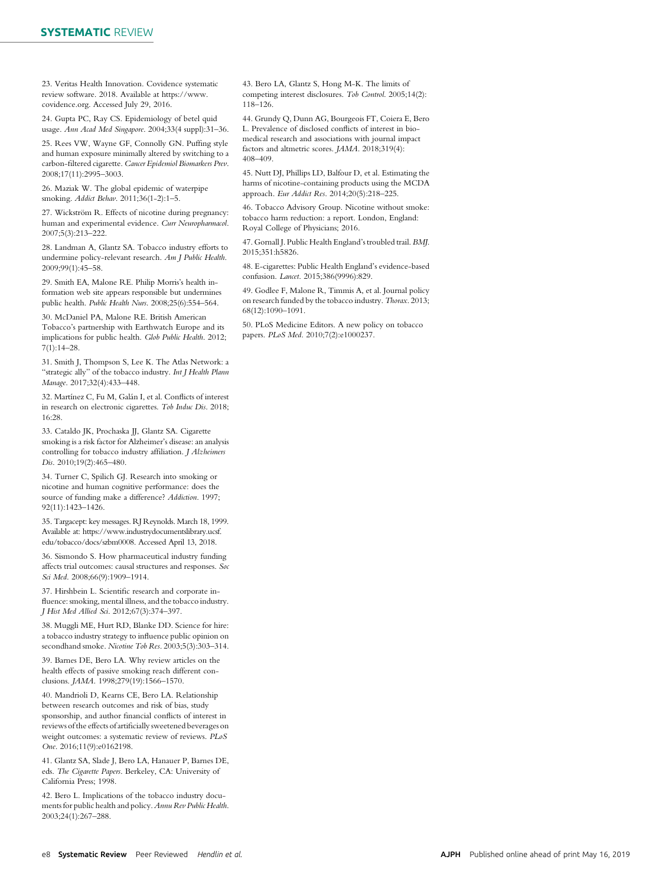23. Veritas Health Innovation. Covidence systematic review software. 2018. Available at https://www.covidence.org. Accessed July 29, 2016.

24. Gupta PC, Ray CS. Epidemiology of betel quid usage. *Ann Acad Med Singapore*. 2004;33(4 suppl):31–36.

25. Rees VW, Wayne GF, Connolly GN. Puffing style and human exposure minimally altered by switching to a carbon-filtered cigarette. *Cancer Epidemiol Biomarkers Prev*. 2008;17(11):2995–3003.

26. Maziak W. The global epidemic of waterpipe smoking. *Addict Behav*. 2011;36(1-2):1–5.

27. Wickström R. Effects of nicotine during pregnancy: human and experimental evidence. *Curr Neuropharmacol*. 2007;5(3):213–222.

28. Landman A, Glantz SA. Tobacco industry efforts to undermine policy-relevant research. *Am J Public Health*. 2009;99(1):45–58.

29. Smith EA, Malone RE. Philip Morris's health information web site appears responsible but undermines public health. *Public Health Nurs*. 2008;25(6):554–564.

30. McDaniel PA, Malone RE. British American Tobacco's partnership with Earthwatch Europe and its implications for public health. *Glob Public Health*. 2012;7(1):14–28.

31. Smith J, Thompson S, Lee K. The Atlas Network: a "strategic ally" of the tobacco industry. *Int J Health Plann Manage*. 2017;32(4):433–448.

32. Martínez C, Fu M, Galán I, et al. Conflicts of interest in research on electronic cigarettes. *Tob Induc Dis*. 2018;16:28.

33. Cataldo JK, Prochaska JJ, Glantz SA. Cigarette smoking is a risk factor for Alzheimer's disease: an analysis controlling for tobacco industry affiliation. *J Alzheimers Dis*. 2010;19(2):465–480.

34. Turner C, Spilich GJ. Research into smoking or nicotine and human cognitive performance: does the source of funding make a difference? *Addiction*. 1997;92(11):1423–1426.

35. Targacept: key messages. RJ Reynolds. March 18, 1999. Available at: https://www.industrydocumentslibrary.ucsf.edu/tobacco/docs/szbm0008. Accessed April 13, 2018.

36. Sismondo S. How pharmaceutical industry funding affects trial outcomes: causal structures and responses. *Soc Sci Med*. 2008;66(9):1909–1914.

37. Hirshbein L. Scientific research and corporate influence: smoking, mental illness, and the tobacco industry. *J Hist Med Allied Sci*. 2012;67(3):374–397.

38. Muggli ME, Hurt RD, Blanke DD. Science for hire: a tobacco industry strategy to influence public opinion on secondhand smoke. *Nicotine Tob Res*. 2003;5(3):303–314.

39. Barnes DE, Bero LA. Why review articles on the health effects of passive smoking reach different conclusions. *JAMA*. 1998;279(19):1566–1570.

40. Mandrioli D, Kearns CE, Bero LA. Relationship between research outcomes and risk of bias, study sponsorship, and author financial conflicts of interest in reviews of the effects of artificially sweetened beverages on weight outcomes: a systematic review of reviews. *PLoS One*. 2016;11(9):e0162198.

41. Glantz SA, Slade J, Bero LA, Hanauer P, Barnes DE, eds. *The Cigarette Papers*. Berkeley, CA: University of California Press; 1998.

42. Bero L. Implications of the tobacco industry documents for public health and policy. *Annu Rev Public Health*. 2003;24(1):267–288.

43. Bero LA, Glantz S, Hong M-K. The limits of competing interest disclosures. *Tob Control*. 2005;14(2):118–126.

44. Grundy Q, Dunn AG, Bourgeois FT, Coiera E, Bero L. Prevalence of disclosed conflicts of interest in biomedical research and associations with journal impact factors and altmetric scores. *JAMA*. 2018;319(4):408–409.

45. Nutt DJ, Phillips LD, Balfour D, et al. Estimating the harms of nicotine-containing products using the MCDA approach. *Eur Addict Res*. 2014;20(5):218–225.

46. Tobacco Advisory Group. Nicotine without smoke: tobacco harm reduction: a report. London, England: Royal College of Physicians; 2016.

47. Gornall J. Public Health England's troubled trail. *BMJ*. 2015;351:h5826.

48. E-cigarettes: Public Health England's evidence-based confusion. *Lancet*. 2015;386(9996):829.

49. Godlee F, Malone R, Timmis A, et al. Journal policy on research funded by the tobacco industry. *Thorax*. 2013;68(12):1090–1091.

50. PLoS Medicine Editors. A new policy on tobacco papers. *PLoS Med*. 2010;7(2):e1000237.